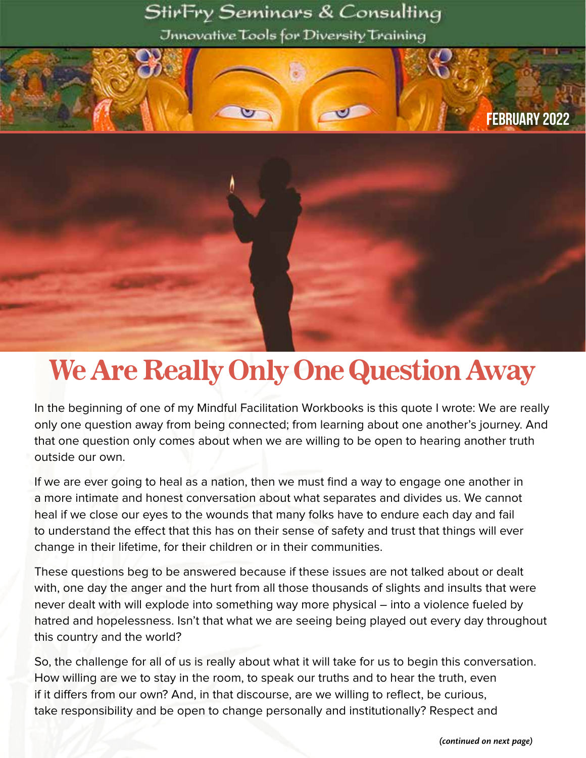StirFry Seminars & Consulting

Innovative Tools for Diversity Training

FEBRUARY 2022

# We Are Really Only One Question Away

In the beginning of one of my Mindful Facilitation Workbooks is this quote I wrote: We are really only one question away from being connected; from learning about one another's journey. And that one question only comes about when we are willing to be open to hearing another truth outside our own.

If we are ever going to heal as a nation, then we must find a way to engage one another in a more intimate and honest conversation about what separates and divides us. We cannot heal if we close our eyes to the wounds that many folks have to endure each day and fail to understand the effect that this has on their sense of safety and trust that things will ever change in their lifetime, for their children or in their communities.

These questions beg to be answered because if these issues are not talked about or dealt with, one day the anger and the hurt from all those thousands of slights and insults that were never dealt with will explode into something way more physical – into a violence fueled by hatred and hopelessness. Isn't that what we are seeing being played out every day throughout this country and the world?

So, the challenge for all of us is really about what it will take for us to begin this conversation. How willing are we to stay in the room, to speak our truths and to hear the truth, even if it differs from our own? And, in that discourse, are we willing to reflect, be curious, take responsibility and be open to change personally and institutionally? Respect and

*(continued on next page)*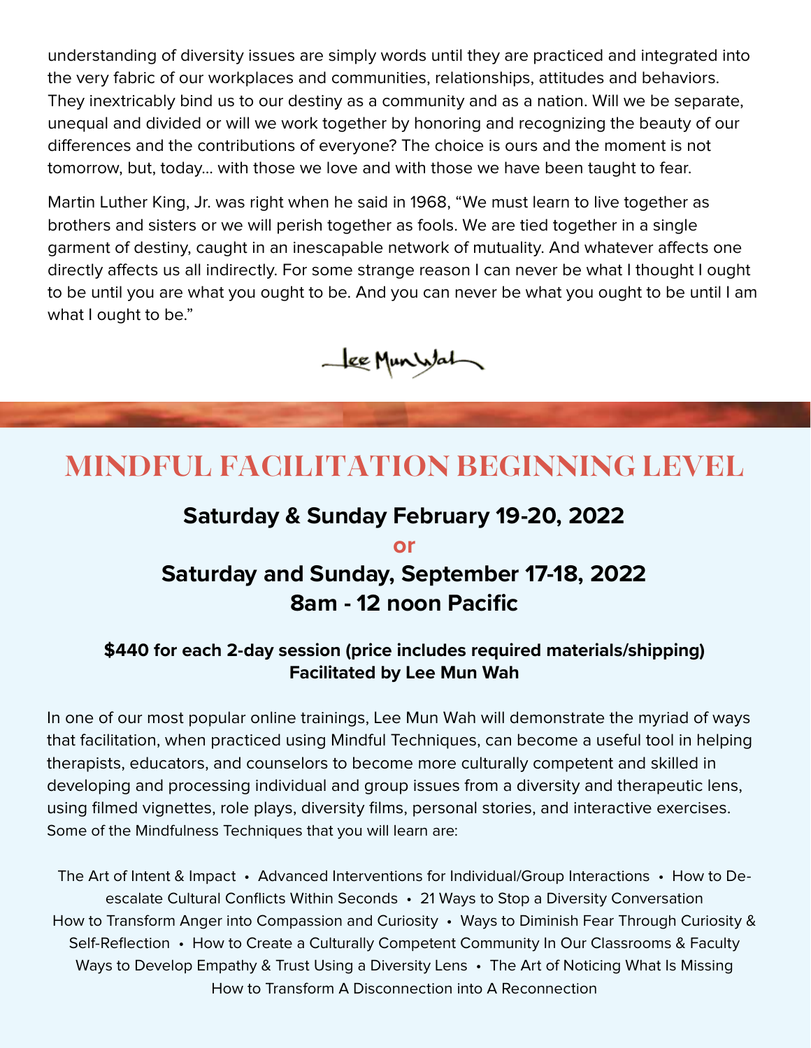understanding of diversity issues are simply words until they are practiced and integrated into the very fabric of our workplaces and communities, relationships, attitudes and behaviors. They inextricably bind us to our destiny as a community and as a nation. Will we be separate, unequal and divided or will we work together by honoring and recognizing the beauty of our differences and the contributions of everyone? The choice is ours and the moment is not tomorrow, but, today... with those we love and with those we have been taught to fear.

Martin Luther King, Jr. was right when he said in 1968, "We must learn to live together as brothers and sisters or we will perish together as fools. We are tied together in a single garment of destiny, caught in an inescapable network of mutuality. And whatever affects one directly affects us all indirectly. For some strange reason I can never be what I thought I ought to be until you are what you ought to be. And you can never be what you ought to be until I am what I ought to be."

Lee Mun Wah

## MINDFUL FACILITATION BEGINNING LEVEL

**Saturday & Sunday February 19-20, 2022**

**or**

**Saturday and Sunday, September 17-18, 2022**
**8am - 12 noon Pacific**

**$440 for each 2-day session (price includes required materials/shipping)**
**Facilitated by Lee Mun Wah**

In one of our most popular online trainings, Lee Mun Wah will demonstrate the myriad of ways that facilitation, when practiced using Mindful Techniques, can become a useful tool in helping therapists, educators, and counselors to become more culturally competent and skilled in developing and processing individual and group issues from a diversity and therapeutic lens, using filmed vignettes, role plays, diversity films, personal stories, and interactive exercises. Some of the Mindfulness Techniques that you will learn are:

The Art of Intent & Impact • Advanced Interventions for Individual/Group Interactions • How to De-escalate Cultural Conflicts Within Seconds • 21 Ways to Stop a Diversity Conversation
How to Transform Anger into Compassion and Curiosity • Ways to Diminish Fear Through Curiosity & Self-Reflection • How to Create a Culturally Competent Community In Our Classrooms & Faculty
Ways to Develop Empathy & Trust Using a Diversity Lens • The Art of Noticing What Is Missing
How to Transform A Disconnection into A Reconnection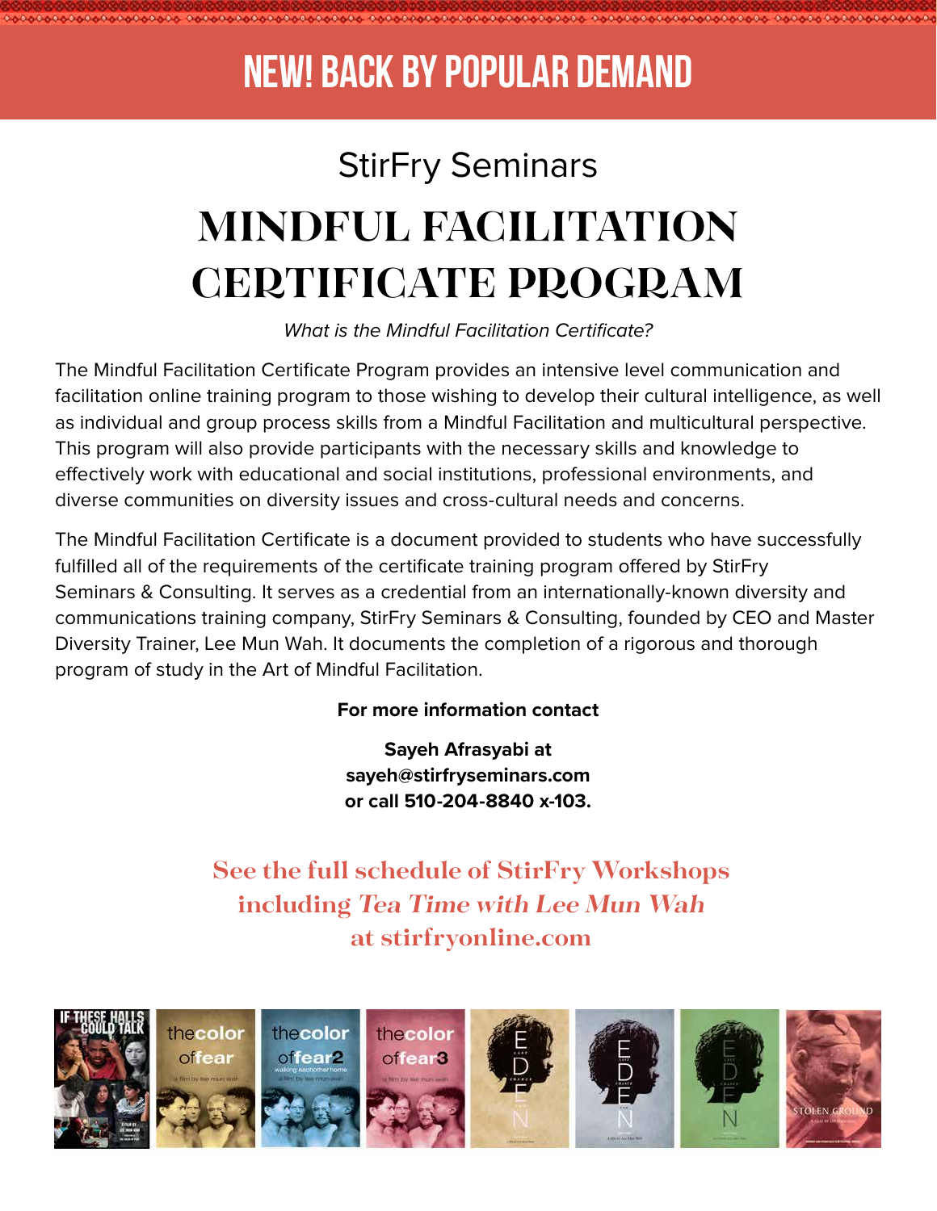# NEW! BACK BY POPULAR DEMAND

StirFry Seminars

# MINDFUL FACILITATION CERTIFICATE PROGRAM

*What is the Mindful Facilitation Certificate?*

The Mindful Facilitation Certificate Program provides an intensive level communication and facilitation online training program to those wishing to develop their cultural intelligence, as well as individual and group process skills from a Mindful Facilitation and multicultural perspective. This program will also provide participants with the necessary skills and knowledge to effectively work with educational and social institutions, professional environments, and diverse communities on diversity issues and cross-cultural needs and concerns.

The Mindful Facilitation Certificate is a document provided to students who have successfully fulfilled all of the requirements of the certificate training program offered by StirFry Seminars & Consulting. It serves as a credential from an internationally-known diversity and communications training company, StirFry Seminars & Consulting, founded by CEO and Master Diversity Trainer, Lee Mun Wah. It documents the completion of a rigorous and thorough program of study in the Art of Mindful Facilitation.

**For more information contact**

**Sayeh Afrasyabi at**
**sayeh@stirfryseminars.com**
**or call 510-204-8840 x-103.**

**See the full schedule of StirFry Workshops including *Tea Time with Lee Mun Wah* at stirfryonline.com**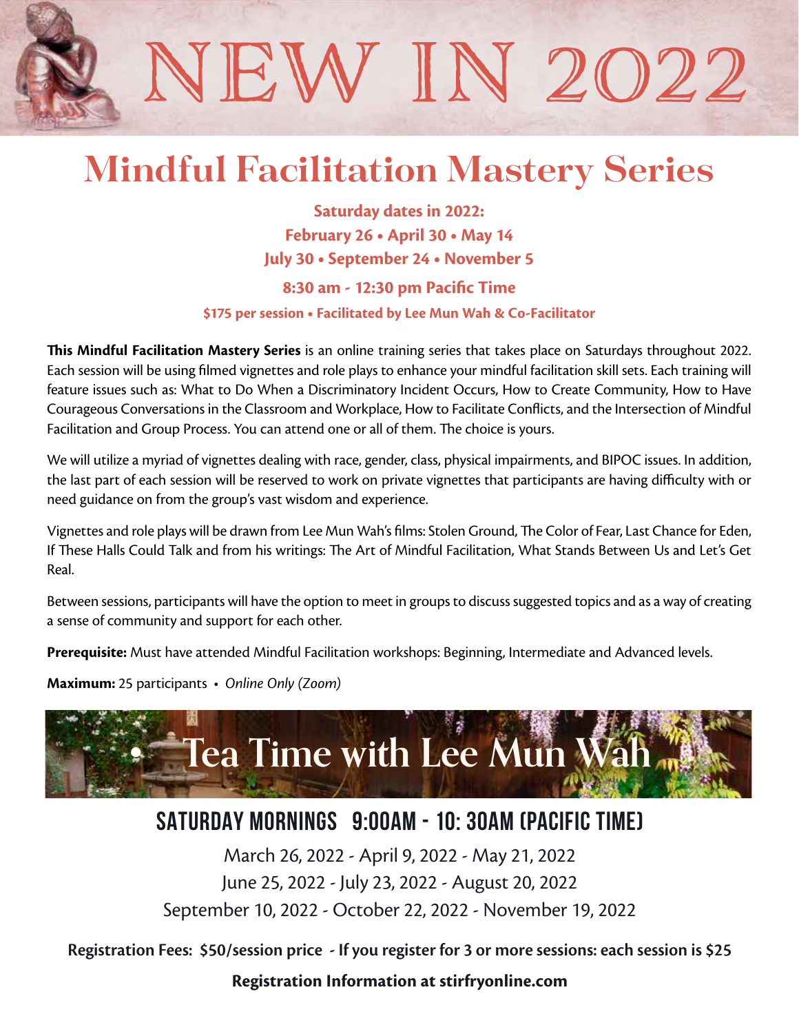# NEW IN 2022

## Mindful Facilitation Mastery Series

**Saturday dates in 2022:**
**February 26 • April 30 • May 14**
**July 30 • September 24 • November 5**
**8:30 am - 12:30 pm Pacific Time**
**$175 per session • Facilitated by Lee Mun Wah & Co-Facilitator**

**This Mindful Facilitation Mastery Series** is an online training series that takes place on Saturdays throughout 2022. Each session will be using filmed vignettes and role plays to enhance your mindful facilitation skill sets. Each training will feature issues such as: What to Do When a Discriminatory Incident Occurs, How to Create Community, How to Have Courageous Conversations in the Classroom and Workplace, How to Facilitate Conflicts, and the Intersection of Mindful Facilitation and Group Process. You can attend one or all of them. The choice is yours.

We will utilize a myriad of vignettes dealing with race, gender, class, physical impairments, and BIPOC issues. In addition, the last part of each session will be reserved to work on private vignettes that participants are having difficulty with or need guidance on from the group's vast wisdom and experience.

Vignettes and role plays will be drawn from Lee Mun Wah's films: Stolen Ground, The Color of Fear, Last Chance for Eden, If These Halls Could Talk and from his writings: The Art of Mindful Facilitation, What Stands Between Us and Let's Get Real.

Between sessions, participants will have the option to meet in groups to discuss suggested topics and as a way of creating a sense of community and support for each other.

**Prerequisite:** Must have attended Mindful Facilitation workshops: Beginning, Intermediate and Advanced levels.

**Maximum:** 25 participants • *Online Only (Zoom)*

## • Tea Time with Lee Mun Wah

### SATURDAY MORNINGS 9:00AM - 10: 30AM (PACIFIC TIME)

March 26, 2022 - April 9, 2022 - May 21, 2022
June 25, 2022 - July 23, 2022 - August 20, 2022
September 10, 2022 - October 22, 2022 - November 19, 2022

**Registration Fees: $50/session price - If you register for 3 or more sessions: each session is $25**

**Registration Information at stirfryonline.com**